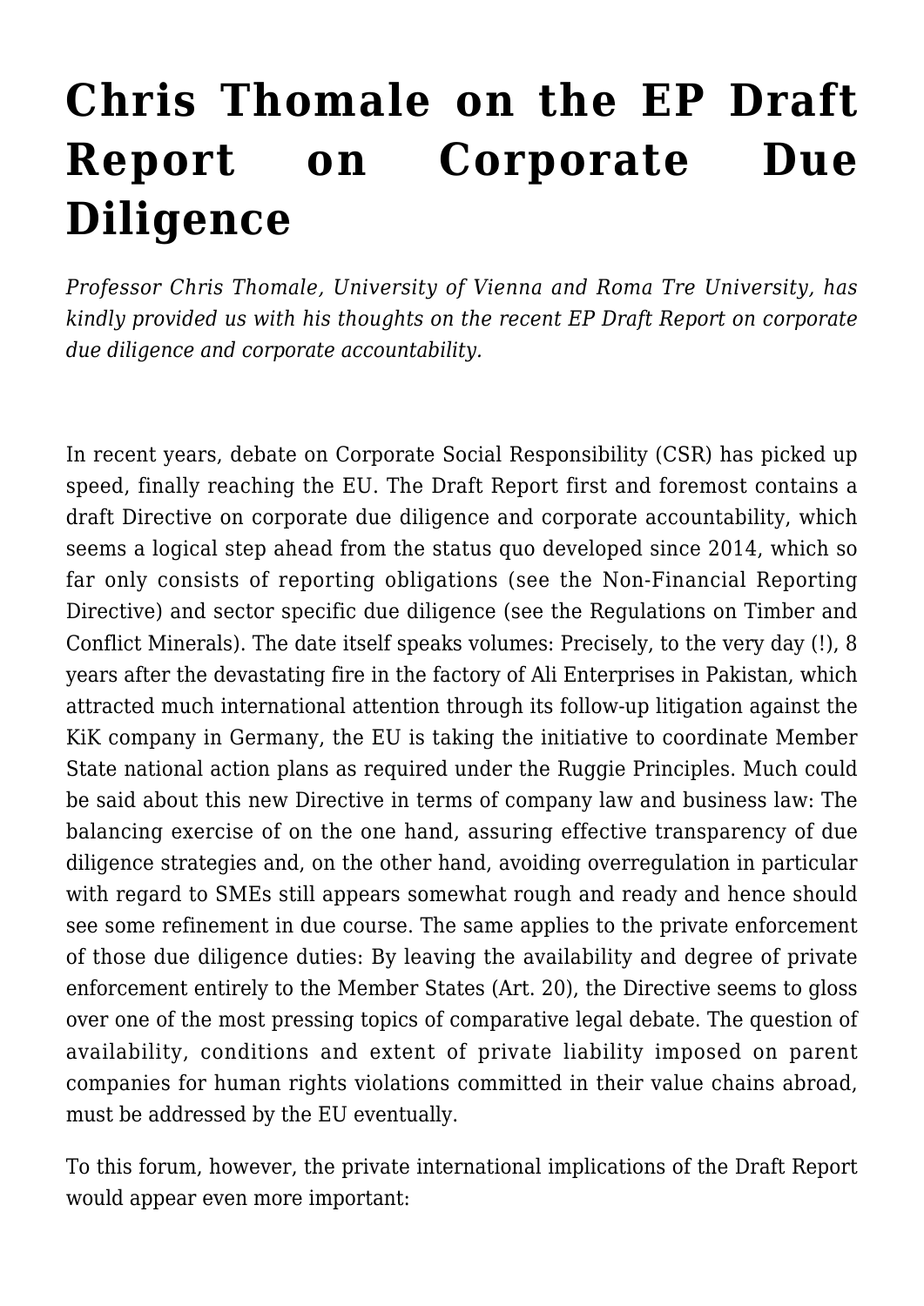# Chris Thomale on the EP Draft Report on Corporate Due Diligence

*Professor Chris Thomale, University of Vienna and Roma Tre University, has kindly provided us with his thoughts on the recent EP Draft Report on corporate due diligence and corporate accountability.*

In recent years, debate on Corporate Social Responsibility (CSR) has picked up speed, finally reaching the EU. The Draft Report first and foremost contains a draft Directive on corporate due diligence and corporate accountability, which seems a logical step ahead from the status quo developed since 2014, which so far only consists of reporting obligations (see the Non-Financial Reporting Directive) and sector specific due diligence (see the Regulations on Timber and Conflict Minerals). The date itself speaks volumes: Precisely, to the very day (!), 8 years after the devastating fire in the factory of Ali Enterprises in Pakistan, which attracted much international attention through its follow-up litigation against the KiK company in Germany, the EU is taking the initiative to coordinate Member State national action plans as required under the Ruggie Principles. Much could be said about this new Directive in terms of company law and business law: The balancing exercise of on the one hand, assuring effective transparency of due diligence strategies and, on the other hand, avoiding overregulation in particular with regard to SMEs still appears somewhat rough and ready and hence should see some refinement in due course. The same applies to the private enforcement of those due diligence duties: By leaving the availability and degree of private enforcement entirely to the Member States (Art. 20), the Directive seems to gloss over one of the most pressing topics of comparative legal debate. The question of availability, conditions and extent of private liability imposed on parent companies for human rights violations committed in their value chains abroad, must be addressed by the EU eventually.

To this forum, however, the private international implications of the Draft Report would appear even more important: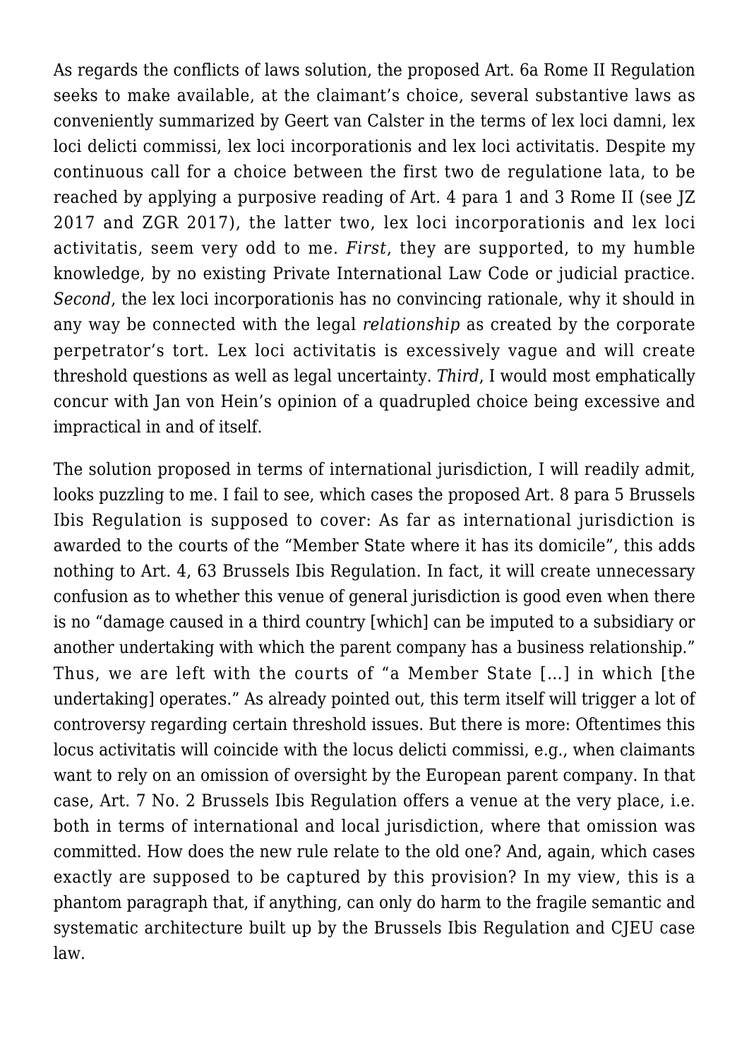As regards the conflicts of laws solution, the proposed Art. 6a Rome II Regulation seeks to make available, at the claimant's choice, several substantive laws as conveniently summarized by Geert van Calster in the terms of lex loci damni, lex loci delicti commissi, lex loci incorporationis and lex loci activitatis. Despite my continuous call for a choice between the first two de regulatione lata, to be reached by applying a purposive reading of Art. 4 para 1 and 3 Rome II (see JZ 2017 and ZGR 2017), the latter two, lex loci incorporationis and lex loci activitatis, seem very odd to me. *First*, they are supported, to my humble knowledge, by no existing Private International Law Code or judicial practice. *Second*, the lex loci incorporationis has no convincing rationale, why it should in any way be connected with the legal *relationship* as created by the corporate perpetrator's tort. Lex loci activitatis is excessively vague and will create threshold questions as well as legal uncertainty. *Third*, I would most emphatically concur with Jan von Hein's opinion of a quadrupled choice being excessive and impractical in and of itself.

The solution proposed in terms of international jurisdiction, I will readily admit, looks puzzling to me. I fail to see, which cases the proposed Art. 8 para 5 Brussels Ibis Regulation is supposed to cover: As far as international jurisdiction is awarded to the courts of the "Member State where it has its domicile", this adds nothing to Art. 4, 63 Brussels Ibis Regulation. In fact, it will create unnecessary confusion as to whether this venue of general jurisdiction is good even when there is no "damage caused in a third country [which] can be imputed to a subsidiary or another undertaking with which the parent company has a business relationship." Thus, we are left with the courts of "a Member State […] in which [the undertaking] operates." As already pointed out, this term itself will trigger a lot of controversy regarding certain threshold issues. But there is more: Oftentimes this locus activitatis will coincide with the locus delicti commissi, e.g., when claimants want to rely on an omission of oversight by the European parent company. In that case, Art. 7 No. 2 Brussels Ibis Regulation offers a venue at the very place, i.e. both in terms of international and local jurisdiction, where that omission was committed. How does the new rule relate to the old one? And, again, which cases exactly are supposed to be captured by this provision? In my view, this is a phantom paragraph that, if anything, can only do harm to the fragile semantic and systematic architecture built up by the Brussels Ibis Regulation and CJEU case law.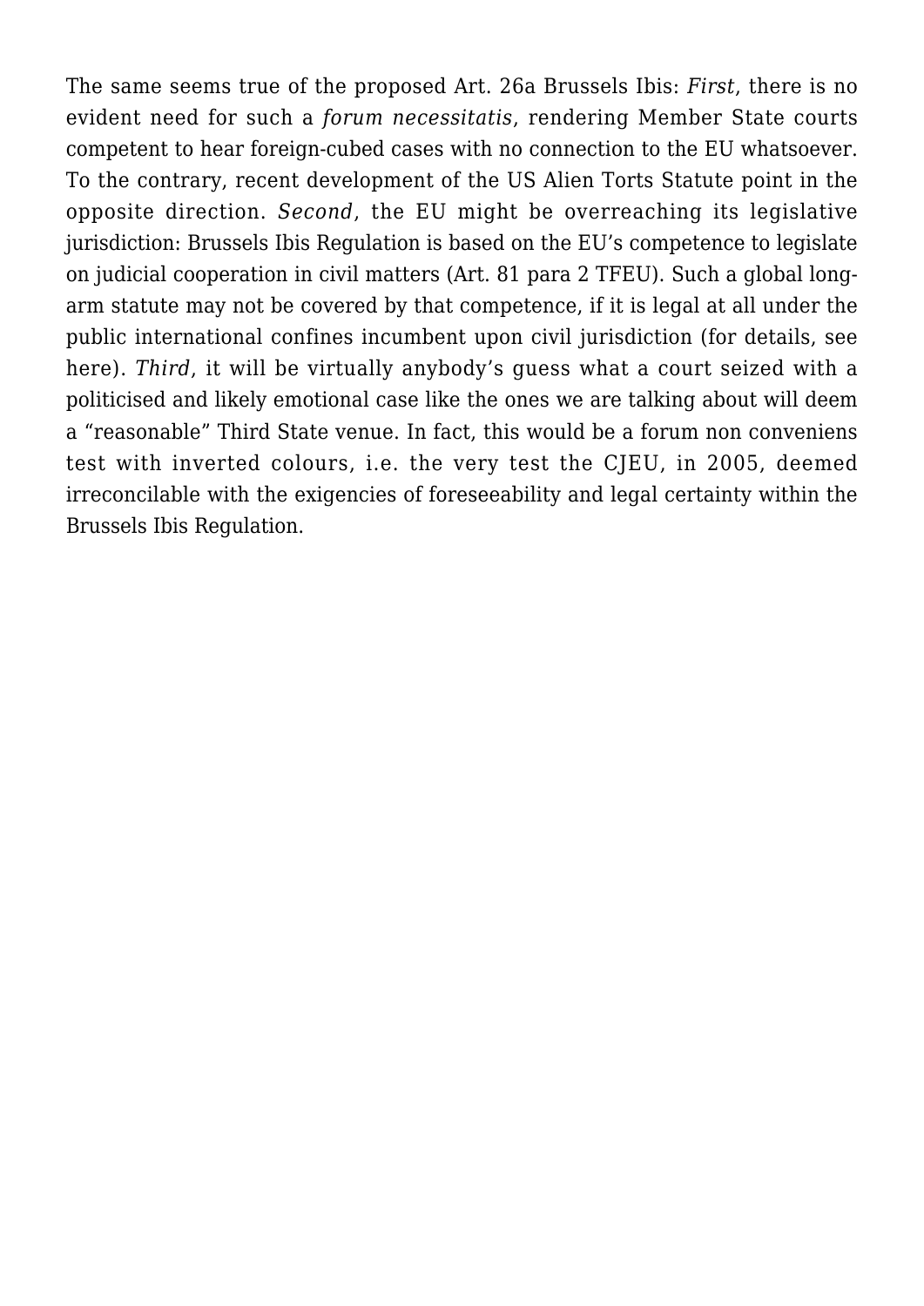The same seems true of the proposed Art. 26a Brussels Ibis: *First*, there is no evident need for such a *forum necessitatis*, rendering Member State courts competent to hear foreign-cubed cases with no connection to the EU whatsoever. To the contrary, recent development of the US Alien Torts Statute point in the opposite direction. *Second*, the EU might be overreaching its legislative jurisdiction: Brussels Ibis Regulation is based on the EU's competence to legislate on judicial cooperation in civil matters (Art. 81 para 2 TFEU). Such a global long-arm statute may not be covered by that competence, if it is legal at all under the public international confines incumbent upon civil jurisdiction (for details, see here). *Third*, it will be virtually anybody's guess what a court seized with a politicised and likely emotional case like the ones we are talking about will deem a "reasonable" Third State venue. In fact, this would be a forum non conveniens test with inverted colours, i.e. the very test the CJEU, in 2005, deemed irreconcilable with the exigencies of foreseeability and legal certainty within the Brussels Ibis Regulation.